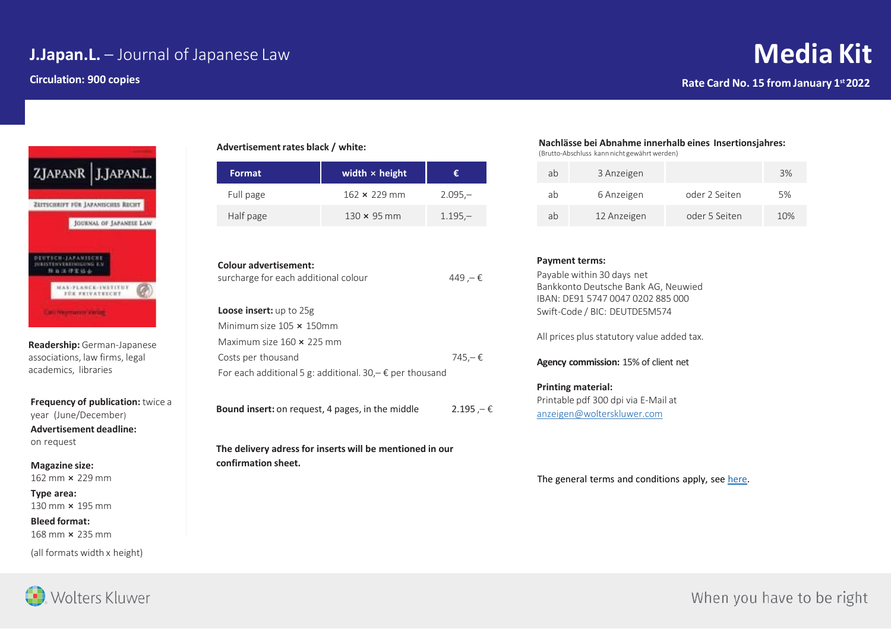# J.Japan.L. – Journal of Japanese Law

**Circulation: 900 copies**

# Media Kit

**Rate Card No. 15 from January 1st 2022**

**Readership:** German-Japanese associations, law firms, legal academics, libraries

**Frequency of publication:** twice a year (June/December)

**Advertisement deadline:** on request

**Magazine size:** 162 mm × 229 mm

**Type area:** 130 mm × 195 mm

**Bleed format:** 168 mm × 235 mm

(all formats width x height)

**Advertisement rates black / white:**

| Format | width × height | € |
|---|---|---|
| Full page | 162 × 229 mm | 2.095,– |
| Half page | 130 × 95 mm | 1.195,– |

**Colour advertisement:**
surcharge for each additional colour 449 ,– €

**Loose insert:** up to 25g
Minimum size 105 × 150mm
Maximum size 160 × 225 mm
Costs per thousand 745,– €
For each additional 5 g: additional. 30,– € per thousand

**Bound insert:** on request, 4 pages, in the middle 2.195 ,– €

**The delivery adress for inserts will be mentioned in our confirmation sheet.**

**Nachlässe bei Abnahme innerhalb eines Insertionsjahres:**
(Brutto-Abschluss kann nicht gewährt werden)

| | | | |
|---|---|---|---|
| ab | 3 Anzeigen | | 3% |
| ab | 6 Anzeigen | oder 2 Seiten | 5% |
| ab | 12 Anzeigen | oder 5 Seiten | 10% |

**Payment terms:**
Payable within 30 days net
Bankkonto Deutsche Bank AG, Neuwied
IBAN: DE91 5747 0047 0202 885 000
Swift-Code / BIC: DEUTDE5M574

All prices plus statutory value added tax.

**Agency commission:** 15% of client net

**Printing material:**
Printable pdf 300 dpi via E-Mail at
anzeigen@wolterskluwer.com

The general terms and conditions apply, see here.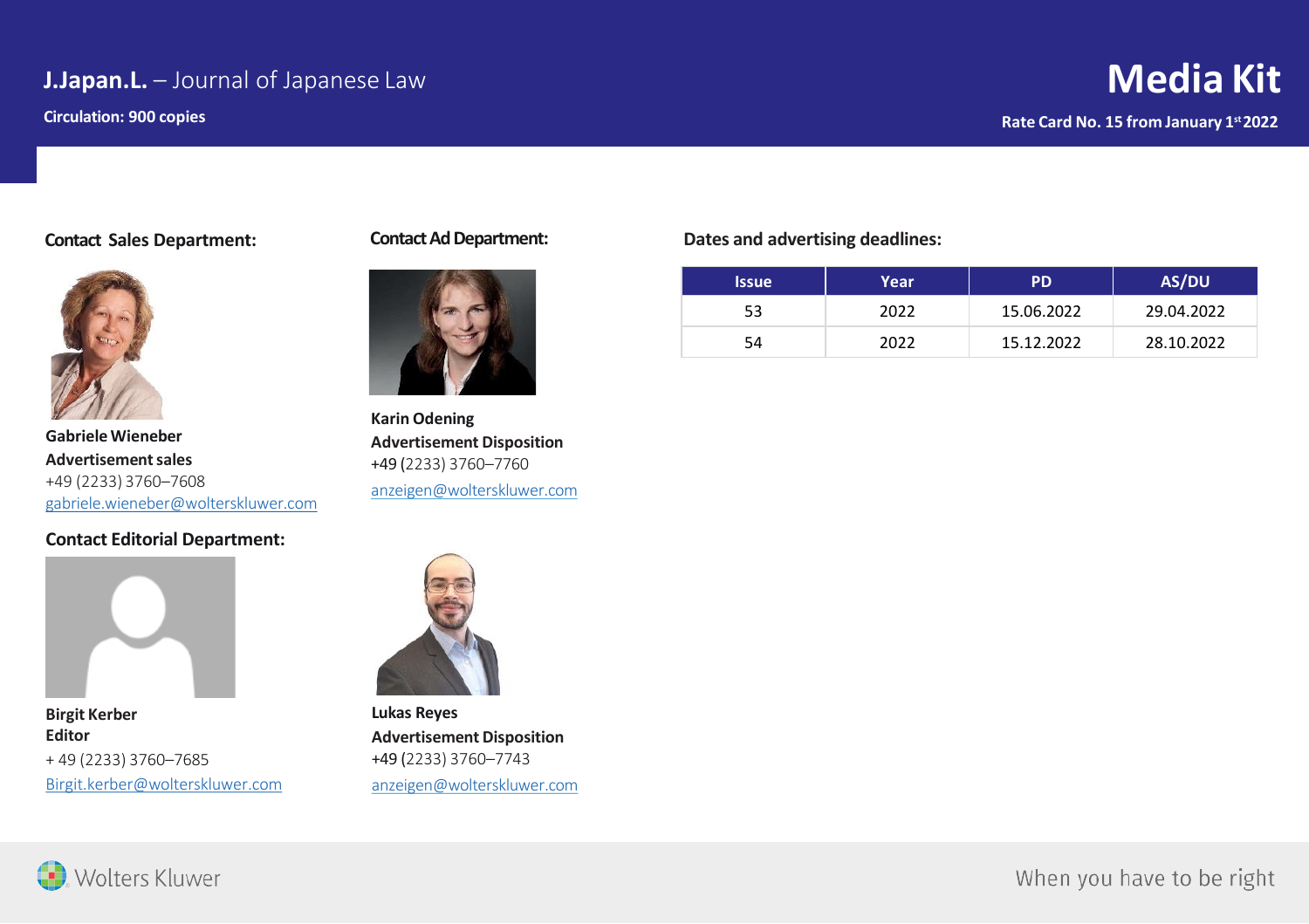# J.Japan.L. – Journal of Japanese Law

**Circulation: 900 copies**

# Media Kit

**Rate Card No. 15 from January 1st 2022**

## Contact Sales Department:

**Gabriele Wieneber**
**Advertisement sales**
+49 (2233) 3760–7608
gabriele.wieneber@wolterskluwer.com

## Contact Ad Department:

**Karin Odening**
**Advertisement Disposition**
+49 (2233) 3760–7760
anzeigen@wolterskluwer.com

**Lukas Reyes**
**Advertisement Disposition**
+49 (2233) 3760–7743
anzeigen@wolterskluwer.com

## Contact Editorial Department:

**Birgit Kerber**
**Editor**
+ 49 (2233) 3760–7685
Birgit.kerber@wolterskluwer.com

## Dates and advertising deadlines:

| Issue | Year | PD | AS/DU |
|---|---|---|---|
| 53 | 2022 | 15.06.2022 | 29.04.2022 |
| 54 | 2022 | 15.12.2022 | 28.10.2022 |

Wolters Kluwer

When you have to be right